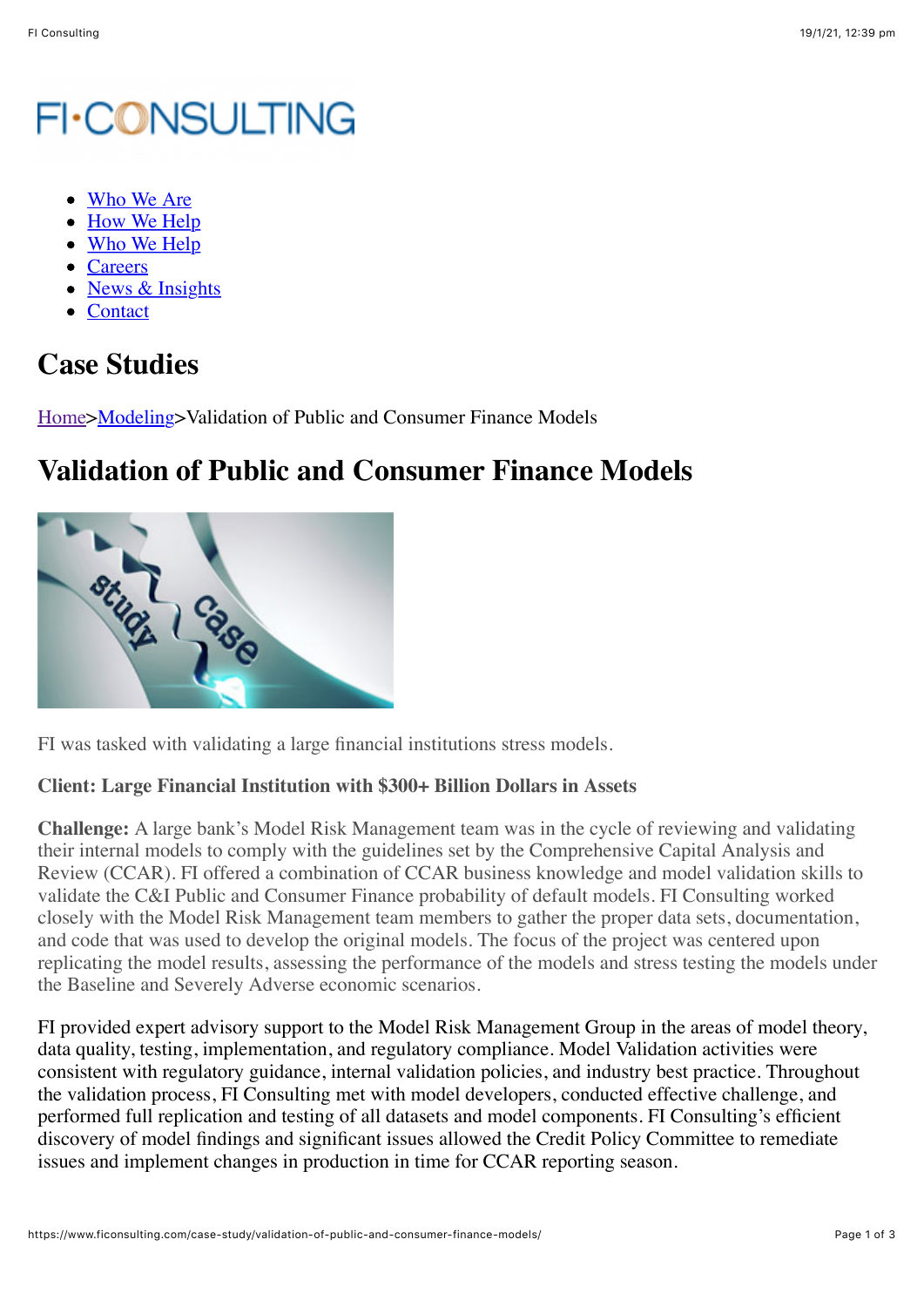FI·CONSULTING

- Who We Are
- How We Help
- Who We Help
- Careers
- News & Insights
- Contact

## Case Studies

Home>Modeling>Validation of Public and Consumer Finance Models

# Validation of Public and Consumer Finance Models

FI was tasked with validating a large financial institutions stress models.

**Client: Large Financial Institution with $300+ Billion Dollars in Assets**

**Challenge:** A large bank's Model Risk Management team was in the cycle of reviewing and validating their internal models to comply with the guidelines set by the Comprehensive Capital Analysis and Review (CCAR). FI offered a combination of CCAR business knowledge and model validation skills to validate the C&I Public and Consumer Finance probability of default models. FI Consulting worked closely with the Model Risk Management team members to gather the proper data sets, documentation, and code that was used to develop the original models. The focus of the project was centered upon replicating the model results, assessing the performance of the models and stress testing the models under the Baseline and Severely Adverse economic scenarios.

FI provided expert advisory support to the Model Risk Management Group in the areas of model theory, data quality, testing, implementation, and regulatory compliance. Model Validation activities were consistent with regulatory guidance, internal validation policies, and industry best practice. Throughout the validation process, FI Consulting met with model developers, conducted effective challenge, and performed full replication and testing of all datasets and model components. FI Consulting's efficient discovery of model findings and significant issues allowed the Credit Policy Committee to remediate issues and implement changes in production in time for CCAR reporting season.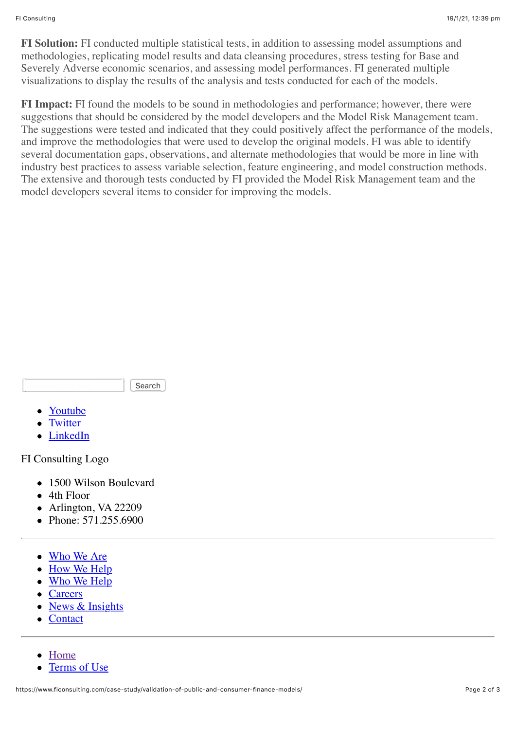**FI Solution:** FI conducted multiple statistical tests, in addition to assessing model assumptions and methodologies, replicating model results and data cleansing procedures, stress testing for Base and Severely Adverse economic scenarios, and assessing model performances. FI generated multiple visualizations to display the results of the analysis and tests conducted for each of the models.

**FI Impact:** FI found the models to be sound in methodologies and performance; however, there were suggestions that should be considered by the model developers and the Model Risk Management team. The suggestions were tested and indicated that they could positively affect the performance of the models, and improve the methodologies that were used to develop the original models. FI was able to identify several documentation gaps, observations, and alternate methodologies that would be more in line with industry best practices to assess variable selection, feature engineering, and model construction methods. The extensive and thorough tests conducted by FI provided the Model Risk Management team and the model developers several items to consider for improving the models.

Search

- Youtube
- Twitter
- LinkedIn

FI Consulting Logo

- 1500 Wilson Boulevard
- 4th Floor
- Arlington, VA 22209
- Phone: 571.255.6900

---

- Who We Are
- How We Help
- Who We Help
- Careers
- News & Insights
- Contact

---

- Home
- Terms of Use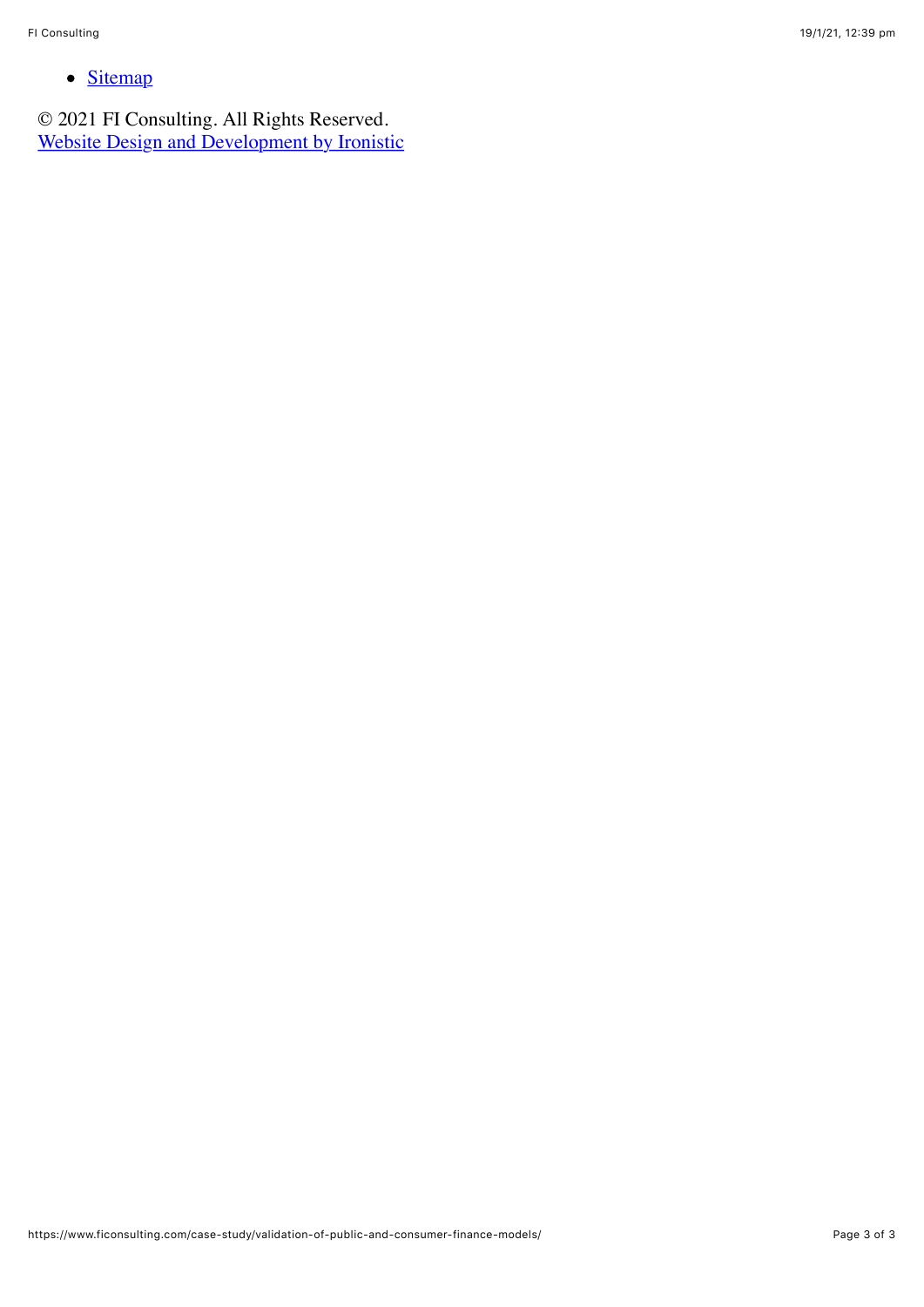- [Sitemap]

© 2021 FI Consulting. All Rights Reserved.
[Website Design and Development by Ironistic]